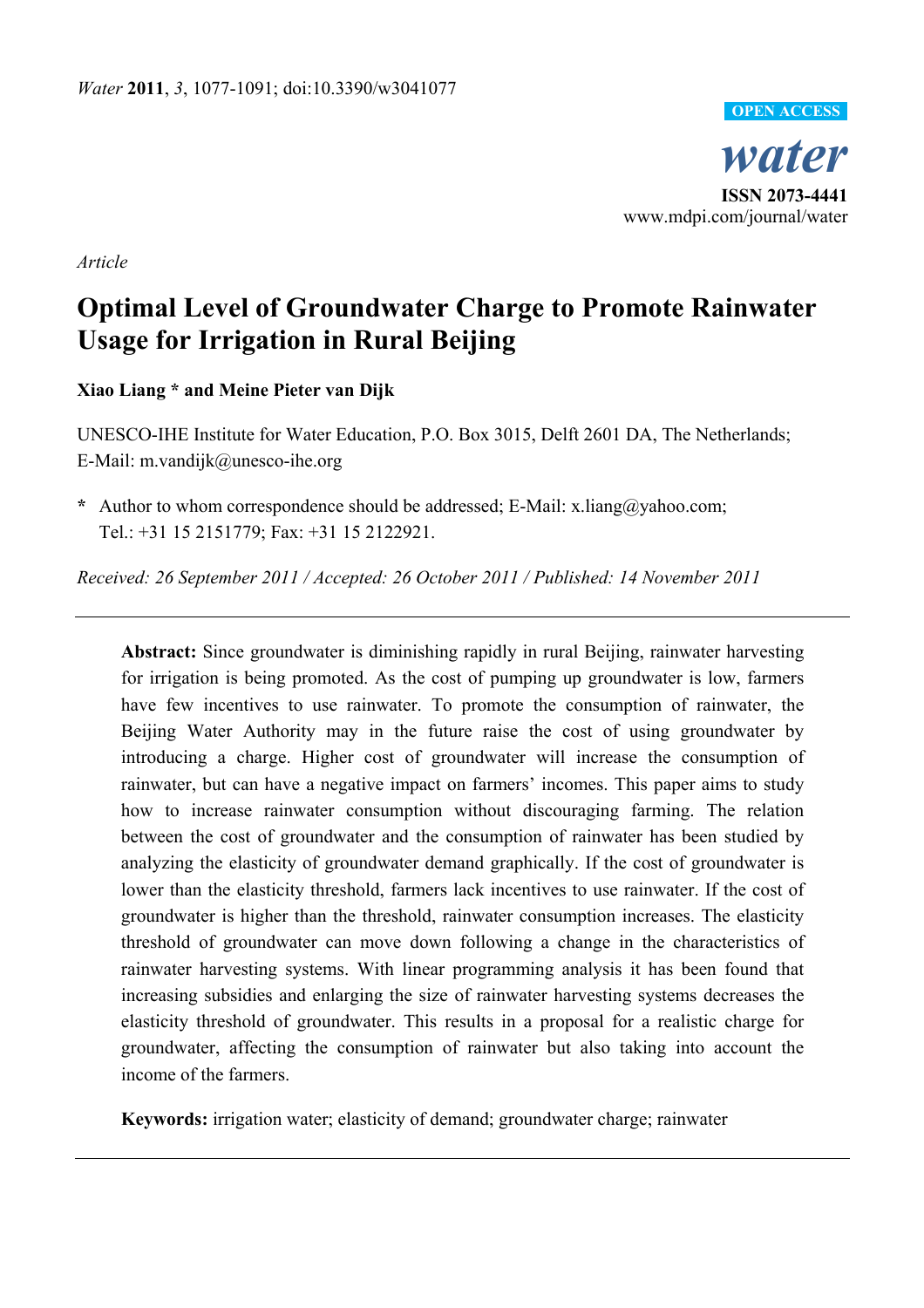*Water* **2011**, *3*, 1077-1091; doi:10.3390/w3041077

**OPEN ACCESS**

***water***

**ISSN 2073-4441**

www.mdpi.com/journal/water

*Article*

# Optimal Level of Groundwater Charge to Promote Rainwater Usage for Irrigation in Rural Beijing

**Xiao Liang * and Meine Pieter van Dijk**

UNESCO-IHE Institute for Water Education, P.O. Box 3015, Delft 2601 DA, The Netherlands; E-Mail: m.vandijk@unesco-ihe.org

**\*** Author to whom correspondence should be addressed; E-Mail: x.liang@yahoo.com; Tel.: +31 15 2151779; Fax: +31 15 2122921.

*Received: 26 September 2011 / Accepted: 26 October 2011 / Published: 14 November 2011*

---

**Abstract:** Since groundwater is diminishing rapidly in rural Beijing, rainwater harvesting for irrigation is being promoted. As the cost of pumping up groundwater is low, farmers have few incentives to use rainwater. To promote the consumption of rainwater, the Beijing Water Authority may in the future raise the cost of using groundwater by introducing a charge. Higher cost of groundwater will increase the consumption of rainwater, but can have a negative impact on farmers' incomes. This paper aims to study how to increase rainwater consumption without discouraging farming. The relation between the cost of groundwater and the consumption of rainwater has been studied by analyzing the elasticity of groundwater demand graphically. If the cost of groundwater is lower than the elasticity threshold, farmers lack incentives to use rainwater. If the cost of groundwater is higher than the threshold, rainwater consumption increases. The elasticity threshold of groundwater can move down following a change in the characteristics of rainwater harvesting systems. With linear programming analysis it has been found that increasing subsidies and enlarging the size of rainwater harvesting systems decreases the elasticity threshold of groundwater. This results in a proposal for a realistic charge for groundwater, affecting the consumption of rainwater but also taking into account the income of the farmers.

**Keywords:** irrigation water; elasticity of demand; groundwater charge; rainwater

---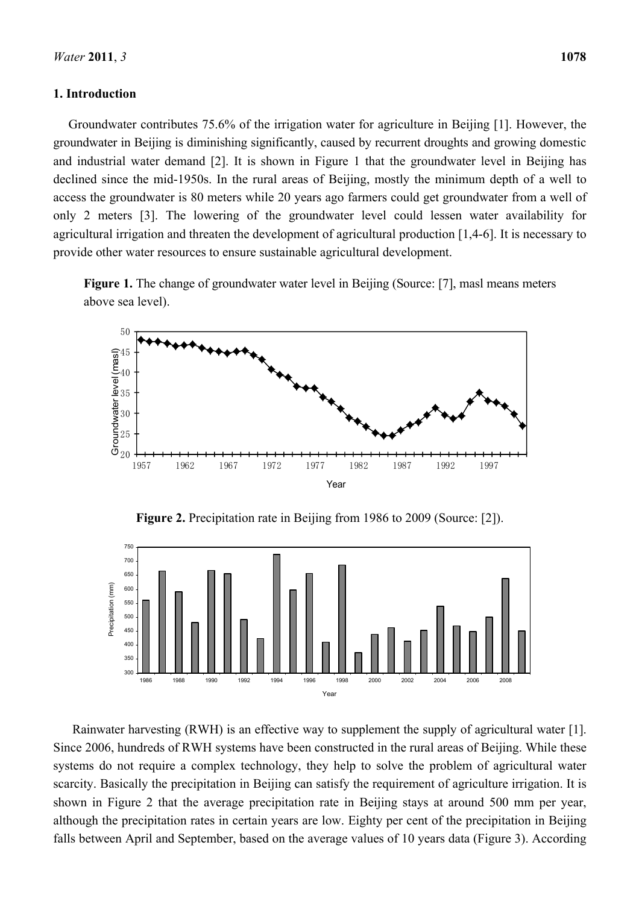## 1. Introduction

Groundwater contributes 75.6% of the irrigation water for agriculture in Beijing [1]. However, the groundwater in Beijing is diminishing significantly, caused by recurrent droughts and growing domestic and industrial water demand [2]. It is shown in Figure 1 that the groundwater level in Beijing has declined since the mid-1950s. In the rural areas of Beijing, mostly the minimum depth of a well to access the groundwater is 80 meters while 20 years ago farmers could get groundwater from a well of only 2 meters [3]. The lowering of the groundwater level could lessen water availability for agricultural irrigation and threaten the development of agricultural production [1,4-6]. It is necessary to provide other water resources to ensure sustainable agricultural development.

**Figure 1.** The change of groundwater water level in Beijing (Source: [7], masl means meters above sea level).

Groundwater level (masl)
50
45
40
35
30
25
20
1957 1962 1967 1972 1977 1982 1987 1992 1997
Year

**Figure 2.** Precipitation rate in Beijing from 1986 to 2009 (Source: [2]).

Precipitation (mm)
750
700
650
600
550
500
450
400
350
300
1986 1988 1990 1992 1994 1996 1998 2000 2002 2004 2006 2008
Year

Rainwater harvesting (RWH) is an effective way to supplement the supply of agricultural water [1]. Since 2006, hundreds of RWH systems have been constructed in the rural areas of Beijing. While these systems do not require a complex technology, they help to solve the problem of agricultural water scarcity. Basically the precipitation in Beijing can satisfy the requirement of agriculture irrigation. It is shown in Figure 2 that the average precipitation rate in Beijing stays at around 500 mm per year, although the precipitation rates in certain years are low. Eighty per cent of the precipitation in Beijing falls between April and September, based on the average values of 10 years data (Figure 3). According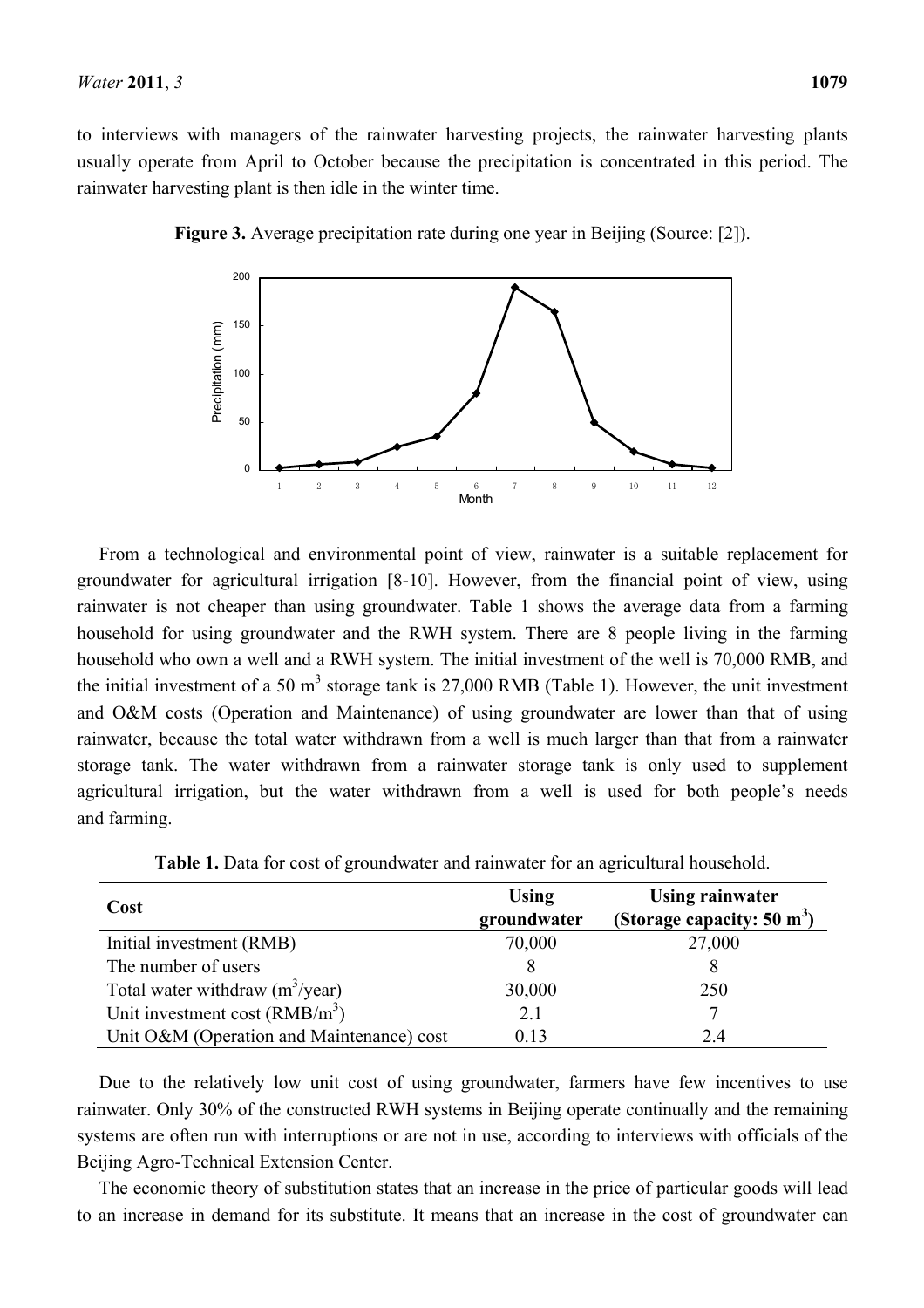to interviews with managers of the rainwater harvesting projects, the rainwater harvesting plants usually operate from April to October because the precipitation is concentrated in this period. The rainwater harvesting plant is then idle in the winter time.

**Figure 3.** Average precipitation rate during one year in Beijing (Source: [2]).

Precipitation (mm)
200
150
100
50
0
1 2 3 4 5 6 7 8 9 10 11 12
Month

From a technological and environmental point of view, rainwater is a suitable replacement for groundwater for agricultural irrigation [8-10]. However, from the financial point of view, using rainwater is not cheaper than using groundwater. Table 1 shows the average data from a farming household for using groundwater and the RWH system. There are 8 people living in the farming household who own a well and a RWH system. The initial investment of the well is 70,000 RMB, and the initial investment of a 50 $m^3$ storage tank is 27,000 RMB (Table 1). However, the unit investment and O&M costs (Operation and Maintenance) of using groundwater are lower than that of using rainwater, because the total water withdrawn from a well is much larger than that from a rainwater storage tank. The water withdrawn from a rainwater storage tank is only used to supplement agricultural irrigation, but the water withdrawn from a well is used for both people's needs and farming.

**Table 1.** Data for cost of groundwater and rainwater for an agricultural household.

| Cost | Using groundwater | Using rainwater (Storage capacity: 50 $m^3$) |
|---|---|---|
| Initial investment (RMB) | 70,000 | 27,000 |
| The number of users | 8 | 8 |
| Total water withdraw ($m^3$/year) | 30,000 | 250 |
| Unit investment cost (RMB/$m^3$) | 2.1 | 7 |
| Unit O&M (Operation and Maintenance) cost | 0.13 | 2.4 |

Due to the relatively low unit cost of using groundwater, farmers have few incentives to use rainwater. Only 30% of the constructed RWH systems in Beijing operate continually and the remaining systems are often run with interruptions or are not in use, according to interviews with officials of the Beijing Agro-Technical Extension Center.

The economic theory of substitution states that an increase in the price of particular goods will lead to an increase in demand for its substitute. It means that an increase in the cost of groundwater can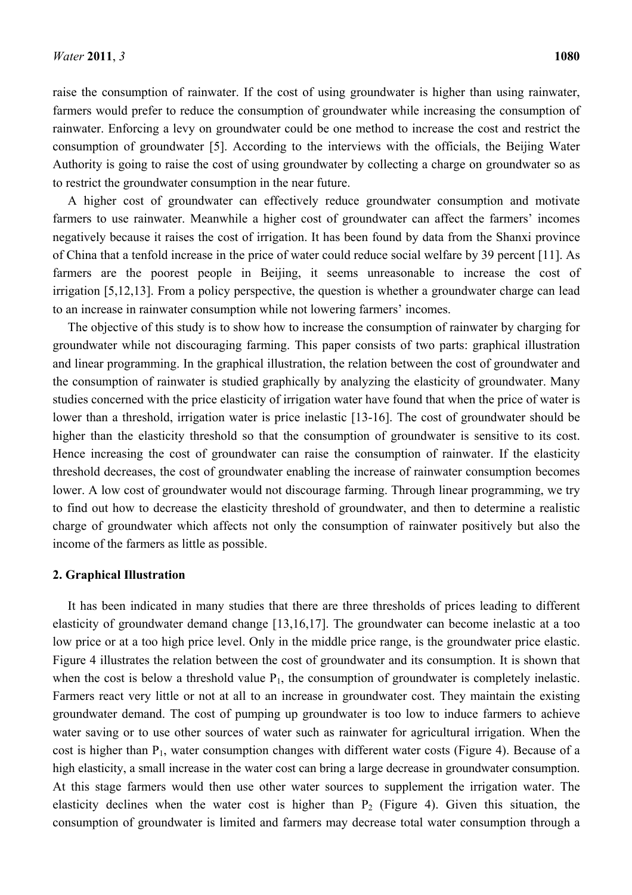raise the consumption of rainwater. If the cost of using groundwater is higher than using rainwater, farmers would prefer to reduce the consumption of groundwater while increasing the consumption of rainwater. Enforcing a levy on groundwater could be one method to increase the cost and restrict the consumption of groundwater [5]. According to the interviews with the officials, the Beijing Water Authority is going to raise the cost of using groundwater by collecting a charge on groundwater so as to restrict the groundwater consumption in the near future.

A higher cost of groundwater can effectively reduce groundwater consumption and motivate farmers to use rainwater. Meanwhile a higher cost of groundwater can affect the farmers' incomes negatively because it raises the cost of irrigation. It has been found by data from the Shanxi province of China that a tenfold increase in the price of water could reduce social welfare by 39 percent [11]. As farmers are the poorest people in Beijing, it seems unreasonable to increase the cost of irrigation [5,12,13]. From a policy perspective, the question is whether a groundwater charge can lead to an increase in rainwater consumption while not lowering farmers' incomes.

The objective of this study is to show how to increase the consumption of rainwater by charging for groundwater while not discouraging farming. This paper consists of two parts: graphical illustration and linear programming. In the graphical illustration, the relation between the cost of groundwater and the consumption of rainwater is studied graphically by analyzing the elasticity of groundwater. Many studies concerned with the price elasticity of irrigation water have found that when the price of water is lower than a threshold, irrigation water is price inelastic [13-16]. The cost of groundwater should be higher than the elasticity threshold so that the consumption of groundwater is sensitive to its cost. Hence increasing the cost of groundwater can raise the consumption of rainwater. If the elasticity threshold decreases, the cost of groundwater enabling the increase of rainwater consumption becomes lower. A low cost of groundwater would not discourage farming. Through linear programming, we try to find out how to decrease the elasticity threshold of groundwater, and then to determine a realistic charge of groundwater which affects not only the consumption of rainwater positively but also the income of the farmers as little as possible.

## 2. Graphical Illustration

It has been indicated in many studies that there are three thresholds of prices leading to different elasticity of groundwater demand change [13,16,17]. The groundwater can become inelastic at a too low price or at a too high price level. Only in the middle price range, is the groundwater price elastic. Figure 4 illustrates the relation between the cost of groundwater and its consumption. It is shown that when the cost is below a threshold value $P_1$, the consumption of groundwater is completely inelastic. Farmers react very little or not at all to an increase in groundwater cost. They maintain the existing groundwater demand. The cost of pumping up groundwater is too low to induce farmers to achieve water saving or to use other sources of water such as rainwater for agricultural irrigation. When the cost is higher than $P_1$, water consumption changes with different water costs (Figure 4). Because of a high elasticity, a small increase in the water cost can bring a large decrease in groundwater consumption. At this stage farmers would then use other water sources to supplement the irrigation water. The elasticity declines when the water cost is higher than $P_2$ (Figure 4). Given this situation, the consumption of groundwater is limited and farmers may decrease total water consumption through a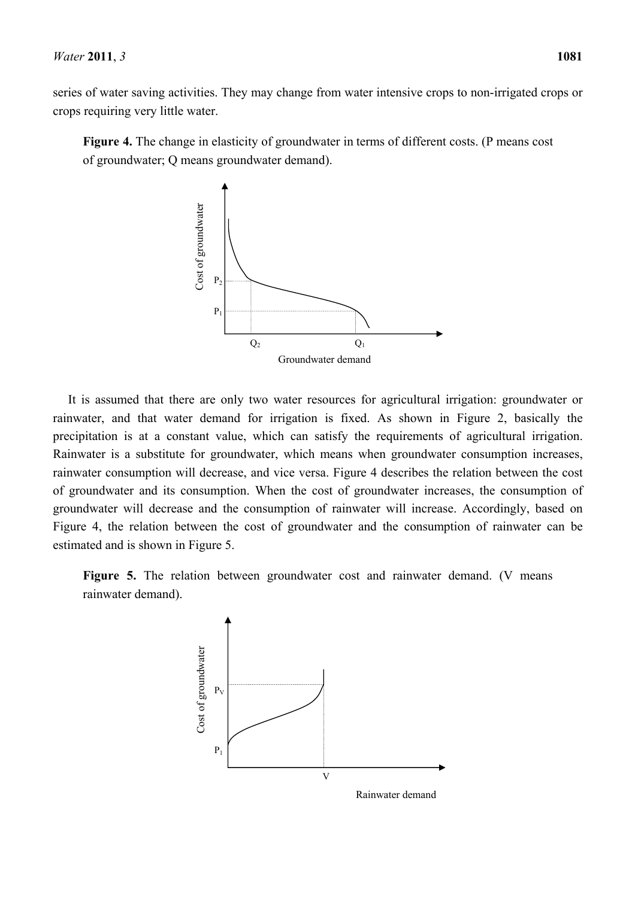series of water saving activities. They may change from water intensive crops to non-irrigated crops or crops requiring very little water.

**Figure 4.** The change in elasticity of groundwater in terms of different costs. (P means cost of groundwater; Q means groundwater demand).

Cost of groundwater

$P_2$

$P_1$

$Q_2$

$Q_1$

Groundwater demand

It is assumed that there are only two water resources for agricultural irrigation: groundwater or rainwater, and that water demand for irrigation is fixed. As shown in Figure 2, basically the precipitation is at a constant value, which can satisfy the requirements of agricultural irrigation. Rainwater is a substitute for groundwater, which means when groundwater consumption increases, rainwater consumption will decrease, and vice versa. Figure 4 describes the relation between the cost of groundwater and its consumption. When the cost of groundwater increases, the consumption of groundwater will decrease and the consumption of rainwater will increase. Accordingly, based on Figure 4, the relation between the cost of groundwater and the consumption of rainwater can be estimated and is shown in Figure 5.

**Figure 5.** The relation between groundwater cost and rainwater demand. (V means rainwater demand).

Cost of groundwater

$P_V$

$P_1$

V

Rainwater demand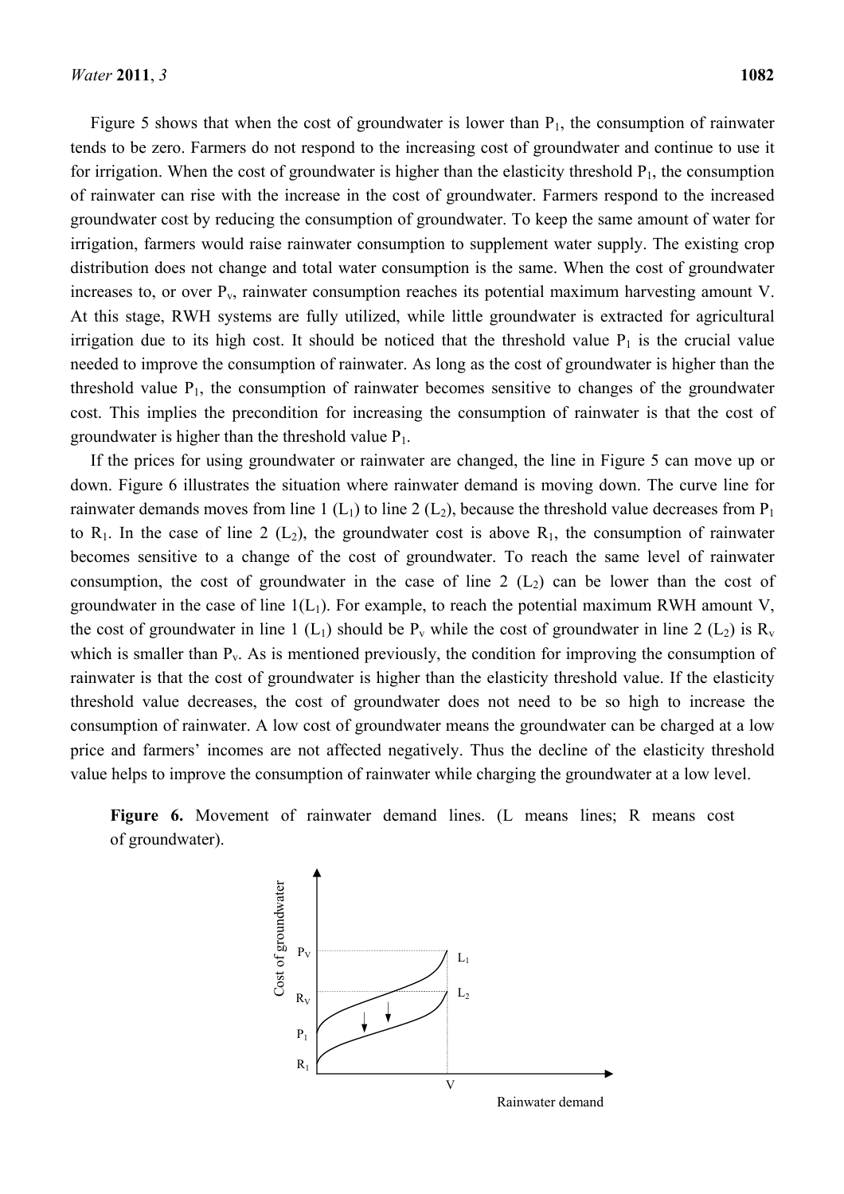Figure 5 shows that when the cost of groundwater is lower than $P_1$, the consumption of rainwater tends to be zero. Farmers do not respond to the increasing cost of groundwater and continue to use it for irrigation. When the cost of groundwater is higher than the elasticity threshold $P_1$, the consumption of rainwater can rise with the increase in the cost of groundwater. Farmers respond to the increased groundwater cost by reducing the consumption of groundwater. To keep the same amount of water for irrigation, farmers would raise rainwater consumption to supplement water supply. The existing crop distribution does not change and total water consumption is the same. When the cost of groundwater increases to, or over $P_v$, rainwater consumption reaches its potential maximum harvesting amount V. At this stage, RWH systems are fully utilized, while little groundwater is extracted for agricultural irrigation due to its high cost. It should be noticed that the threshold value $P_1$ is the crucial value needed to improve the consumption of rainwater. As long as the cost of groundwater is higher than the threshold value $P_1$, the consumption of rainwater becomes sensitive to changes of the groundwater cost. This implies the precondition for increasing the consumption of rainwater is that the cost of groundwater is higher than the threshold value $P_1$.

If the prices for using groundwater or rainwater are changed, the line in Figure 5 can move up or down. Figure 6 illustrates the situation where rainwater demand is moving down. The curve line for rainwater demands moves from line 1 ($L_1$) to line 2 ($L_2$), because the threshold value decreases from $P_1$ to $R_1$. In the case of line 2 ($L_2$), the groundwater cost is above $R_1$, the consumption of rainwater becomes sensitive to a change of the cost of groundwater. To reach the same level of rainwater consumption, the cost of groundwater in the case of line 2 ($L_2$) can be lower than the cost of groundwater in the case of line 1($L_1$). For example, to reach the potential maximum RWH amount V, the cost of groundwater in line 1 ($L_1$) should be $P_v$ while the cost of groundwater in line 2 ($L_2$) is $R_v$ which is smaller than $P_v$. As is mentioned previously, the condition for improving the consumption of rainwater is that the cost of groundwater is higher than the elasticity threshold value. If the elasticity threshold value decreases, the cost of groundwater does not need to be so high to increase the consumption of rainwater. A low cost of groundwater means the groundwater can be charged at a low price and farmers' incomes are not affected negatively. Thus the decline of the elasticity threshold value helps to improve the consumption of rainwater while charging the groundwater at a low level.

**Figure 6.** Movement of rainwater demand lines. (L means lines; R means cost of groundwater).

Cost of groundwater

$P_V$

$R_V$

$P_1$

$R_1$

$L_1$

$L_2$

V

Rainwater demand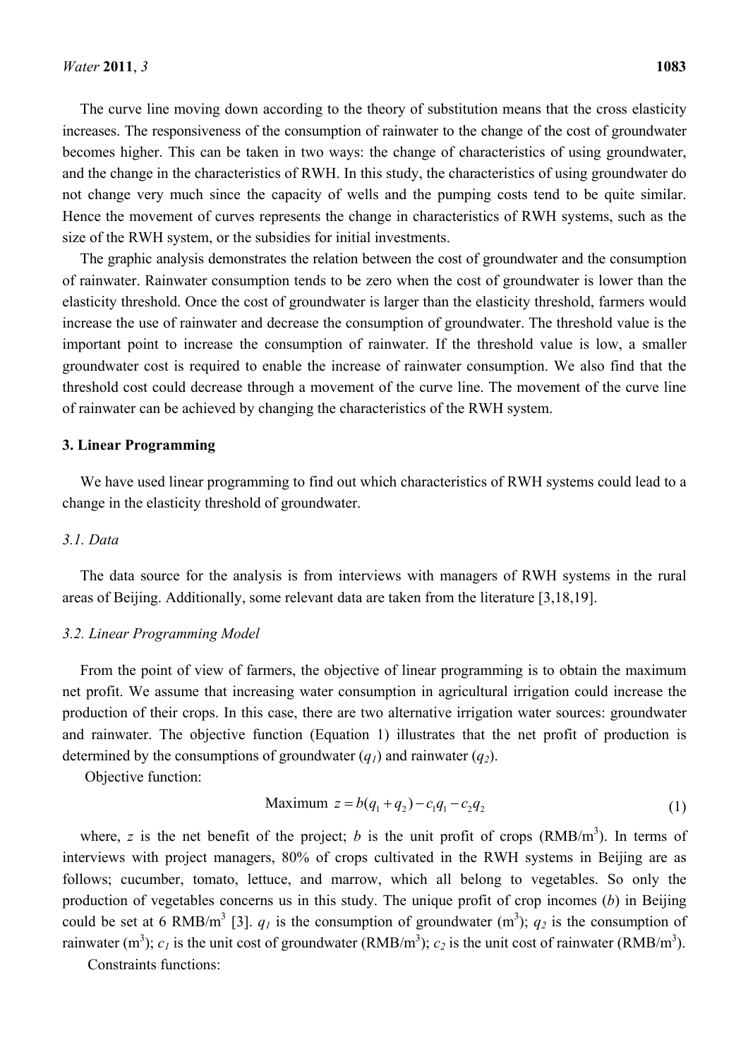The curve line moving down according to the theory of substitution means that the cross elasticity increases. The responsiveness of the consumption of rainwater to the change of the cost of groundwater becomes higher. This can be taken in two ways: the change of characteristics of using groundwater, and the change in the characteristics of RWH. In this study, the characteristics of using groundwater do not change very much since the capacity of wells and the pumping costs tend to be quite similar. Hence the movement of curves represents the change in characteristics of RWH systems, such as the size of the RWH system, or the subsidies for initial investments.

The graphic analysis demonstrates the relation between the cost of groundwater and the consumption of rainwater. Rainwater consumption tends to be zero when the cost of groundwater is lower than the elasticity threshold. Once the cost of groundwater is larger than the elasticity threshold, farmers would increase the use of rainwater and decrease the consumption of groundwater. The threshold value is the important point to increase the consumption of rainwater. If the threshold value is low, a smaller groundwater cost is required to enable the increase of rainwater consumption. We also find that the threshold cost could decrease through a movement of the curve line. The movement of the curve line of rainwater can be achieved by changing the characteristics of the RWH system.

## 3. Linear Programming

We have used linear programming to find out which characteristics of RWH systems could lead to a change in the elasticity threshold of groundwater.

### *3.1. Data*

The data source for the analysis is from interviews with managers of RWH systems in the rural areas of Beijing. Additionally, some relevant data are taken from the literature [3,18,19].

### *3.2. Linear Programming Model*

From the point of view of farmers, the objective of linear programming is to obtain the maximum net profit. We assume that increasing water consumption in agricultural irrigation could increase the production of their crops. In this case, there are two alternative irrigation water sources: groundwater and rainwater. The objective function (Equation 1) illustrates that the net profit of production is determined by the consumptions of groundwater ($q_1$) and rainwater ($q_2$).

Objective function:

$$\text{Maximum } z = b(q_1 + q_2) - c_1 q_1 - c_2 q_2 \tag{1}$$

where, $z$ is the net benefit of the project; $b$ is the unit profit of crops (RMB/m$^3$). In terms of interviews with project managers, 80% of crops cultivated in the RWH systems in Beijing are as follows; cucumber, tomato, lettuce, and marrow, which all belong to vegetables. So only the production of vegetables concerns us in this study. The unique profit of crop incomes ($b$) in Beijing could be set at 6 RMB/m$^3$ [3]. $q_1$ is the consumption of groundwater (m$^3$); $q_2$ is the consumption of rainwater (m$^3$); $c_1$ is the unit cost of groundwater (RMB/m$^3$); $c_2$ is the unit cost of rainwater (RMB/m$^3$).

Constraints functions: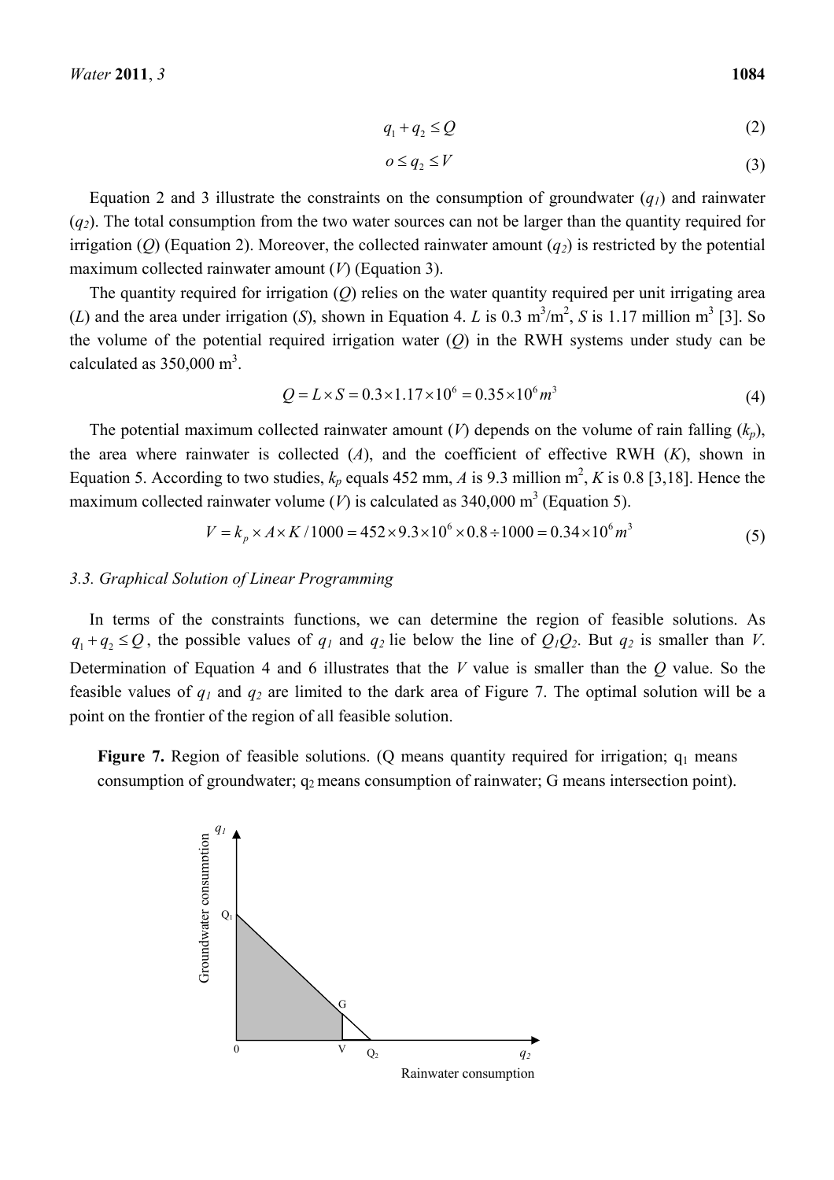$$q_1 + q_2 \leq Q \tag{2}$$

$$o \leq q_2 \leq V \tag{3}$$

Equation 2 and 3 illustrate the constraints on the consumption of groundwater ($q_1$) and rainwater ($q_2$). The total consumption from the two water sources can not be larger than the quantity required for irrigation ($Q$) (Equation 2). Moreover, the collected rainwater amount ($q_2$) is restricted by the potential maximum collected rainwater amount ($V$) (Equation 3).

The quantity required for irrigation ($Q$) relies on the water quantity required per unit irrigating area ($L$) and the area under irrigation ($S$), shown in Equation 4. $L$ is 0.3 $m^3/m^2$, $S$ is 1.17 million $m^3$ [3]. So the volume of the potential required irrigation water ($Q$) in the RWH systems under study can be calculated as 350,000 $m^3$.

$$Q = L \times S = 0.3 \times 1.17 \times 10^6 = 0.35 \times 10^6 m^3 \tag{4}$$

The potential maximum collected rainwater amount ($V$) depends on the volume of rain falling ($k_p$), the area where rainwater is collected ($A$), and the coefficient of effective RWH ($K$), shown in Equation 5. According to two studies, $k_p$ equals 452 mm, $A$ is 9.3 million $m^2$, $K$ is 0.8 [3,18]. Hence the maximum collected rainwater volume ($V$) is calculated as 340,000 $m^3$ (Equation 5).

$$V = k_p \times A \times K / 1000 = 452 \times 9.3 \times 10^6 \times 0.8 \div 1000 = 0.34 \times 10^6 m^3 \tag{5}$$

### 3.3. Graphical Solution of Linear Programming

In terms of the constraints functions, we can determine the region of feasible solutions. As $q_1 + q_2 \leq Q$, the possible values of $q_1$ and $q_2$ lie below the line of $Q_1Q_2$. But $q_2$ is smaller than $V$. Determination of Equation 4 and 6 illustrates that the $V$ value is smaller than the $Q$ value. So the feasible values of $q_1$ and $q_2$ are limited to the dark area of Figure 7. The optimal solution will be a point on the frontier of the region of all feasible solution.

**Figure 7.** Region of feasible solutions. (Q means quantity required for irrigation; $q_1$ means consumption of groundwater; $q_2$ means consumption of rainwater; G means intersection point).

Groundwater consumption
$q_1$
$Q_1$
G
0
V
$Q_2$
$q_2$
Rainwater consumption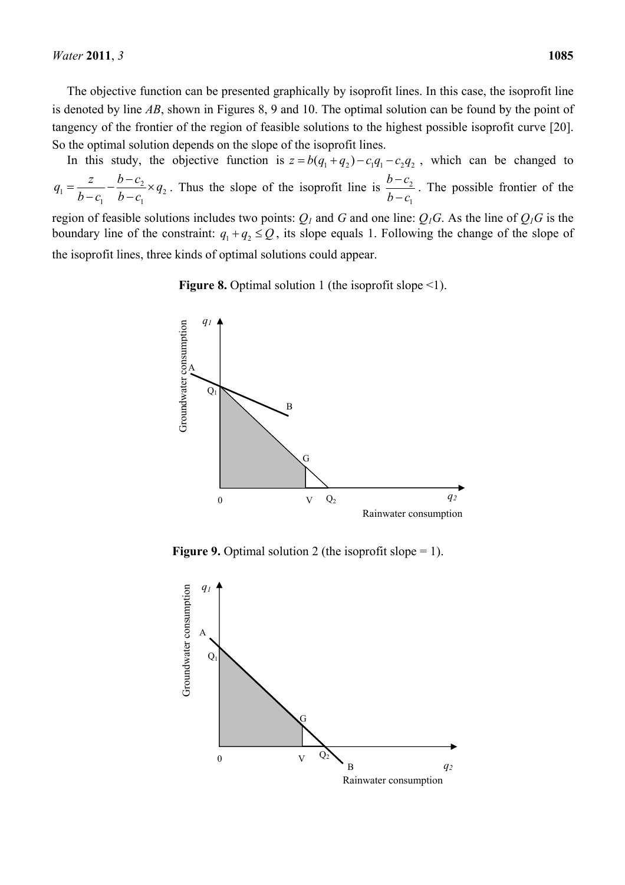The objective function can be presented graphically by isoprofit lines. In this case, the isoprofit line is denoted by line *AB*, shown in Figures 8, 9 and 10. The optimal solution can be found by the point of tangency of the frontier of the region of feasible solutions to the highest possible isoprofit curve [20]. So the optimal solution depends on the slope of the isoprofit lines.

In this study, the objective function is $z = b(q_1 + q_2) - c_1 q_1 - c_2 q_2$, which can be changed to $q_1 = \frac{z}{b - c_1} - \frac{b - c_2}{b - c_1} \times q_2$. Thus the slope of the isoprofit line is $\frac{b - c_2}{b - c_1}$. The possible frontier of the region of feasible solutions includes two points: $Q_1$ and $G$ and one line: $Q_1G$. As the line of $Q_1G$ is the boundary line of the constraint: $q_1 + q_2 \le Q$, its slope equals 1. Following the change of the slope of the isoprofit lines, three kinds of optimal solutions could appear.

**Figure 8.** Optimal solution 1 (the isoprofit slope <1).

Groundwater consumption
q1
A
Q1
B
G
0
V
Q2
q2
Rainwater consumption

**Figure 9.** Optimal solution 2 (the isoprofit slope = 1).

Groundwater consumption
q1
A
Q1
G
0
V
Q2
B
q2
Rainwater consumption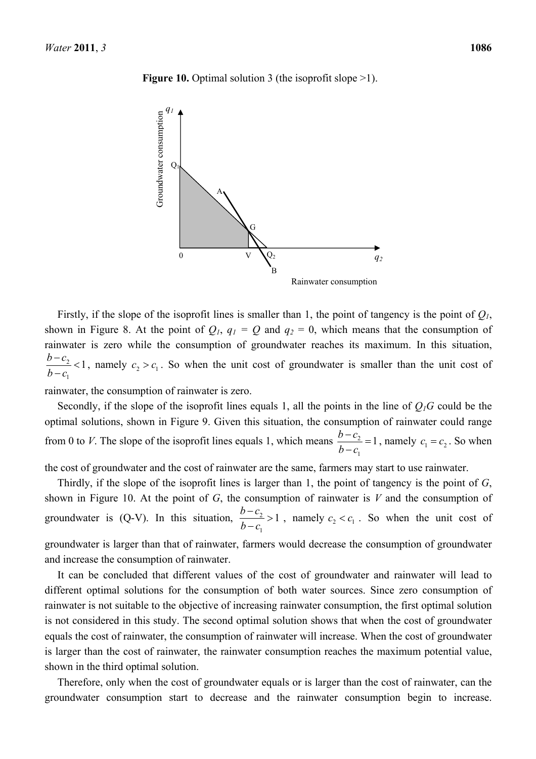**Figure 10.** Optimal solution 3 (the isoprofit slope >1).

$q_1$

Groundwater consumption

$Q_1$

A

G

0

V

$Q_2$

$q_2$

B

Rainwater consumption

Firstly, if the slope of the isoprofit lines is smaller than 1, the point of tangency is the point of $Q_1$, shown in Figure 8. At the point of $Q_1$, $q_1 = Q$ and $q_2 = 0$, which means that the consumption of rainwater is zero while the consumption of groundwater reaches its maximum. In this situation, $\frac{b-c_2}{b-c_1} < 1$, namely $c_2 > c_1$. So when the unit cost of groundwater is smaller than the unit cost of rainwater, the consumption of rainwater is zero.

Secondly, if the slope of the isoprofit lines equals 1, all the points in the line of $Q_1G$ could be the optimal solutions, shown in Figure 9. Given this situation, the consumption of rainwater could range from 0 to $V$. The slope of the isoprofit lines equals 1, which means $\frac{b-c_2}{b-c_1} = 1$, namely $c_1 = c_2$. So when the cost of groundwater and the cost of rainwater are the same, farmers may start to use rainwater.

Thirdly, if the slope of the isoprofit lines is larger than 1, the point of tangency is the point of $G$, shown in Figure 10. At the point of $G$, the consumption of rainwater is $V$ and the consumption of groundwater is (Q-V). In this situation, $\frac{b-c_2}{b-c_1} > 1$, namely $c_2 < c_1$. So when the unit cost of groundwater is larger than that of rainwater, farmers would decrease the consumption of groundwater and increase the consumption of rainwater.

It can be concluded that different values of the cost of groundwater and rainwater will lead to different optimal solutions for the consumption of both water sources. Since zero consumption of rainwater is not suitable to the objective of increasing rainwater consumption, the first optimal solution is not considered in this study. The second optimal solution shows that when the cost of groundwater equals the cost of rainwater, the consumption of rainwater will increase. When the cost of groundwater is larger than the cost of rainwater, the rainwater consumption reaches the maximum potential value, shown in the third optimal solution.

Therefore, only when the cost of groundwater equals or is larger than the cost of rainwater, can the groundwater consumption start to decrease and the rainwater consumption begin to increase.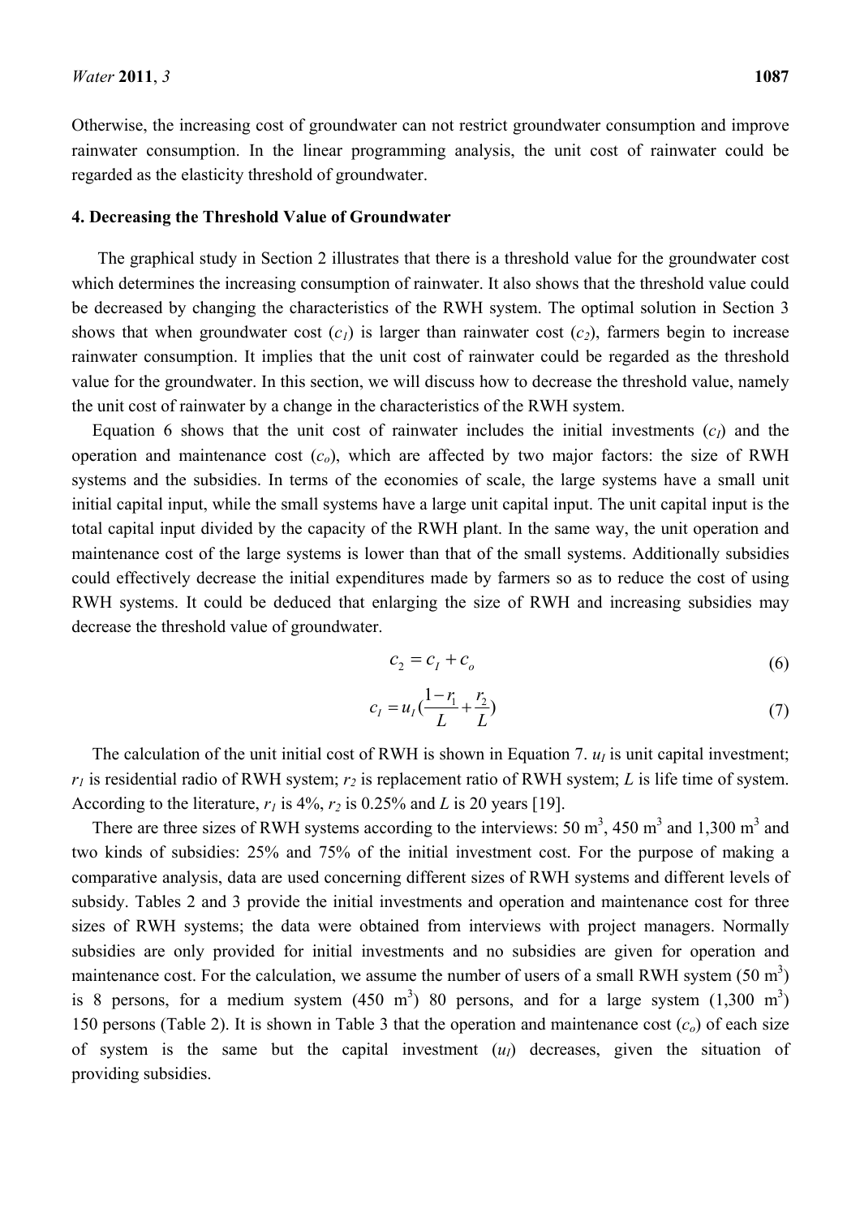Otherwise, the increasing cost of groundwater can not restrict groundwater consumption and improve rainwater consumption. In the linear programming analysis, the unit cost of rainwater could be regarded as the elasticity threshold of groundwater.

## 4. Decreasing the Threshold Value of Groundwater

The graphical study in Section 2 illustrates that there is a threshold value for the groundwater cost which determines the increasing consumption of rainwater. It also shows that the threshold value could be decreased by changing the characteristics of the RWH system. The optimal solution in Section 3 shows that when groundwater cost ($c_1$) is larger than rainwater cost ($c_2$), farmers begin to increase rainwater consumption. It implies that the unit cost of rainwater could be regarded as the threshold value for the groundwater. In this section, we will discuss how to decrease the threshold value, namely the unit cost of rainwater by a change in the characteristics of the RWH system.

Equation 6 shows that the unit cost of rainwater includes the initial investments ($c_I$) and the operation and maintenance cost ($c_o$), which are affected by two major factors: the size of RWH systems and the subsidies. In terms of the economies of scale, the large systems have a small unit initial capital input, while the small systems have a large unit capital input. The unit capital input is the total capital input divided by the capacity of the RWH plant. In the same way, the unit operation and maintenance cost of the large systems is lower than that of the small systems. Additionally subsidies could effectively decrease the initial expenditures made by farmers so as to reduce the cost of using RWH systems. It could be deduced that enlarging the size of RWH and increasing subsidies may decrease the threshold value of groundwater.

$$c_2 = c_I + c_o \tag{6}$$

$$c_I = u_I\left(\frac{1-r_1}{L} + \frac{r_2}{L}\right) \tag{7}$$

The calculation of the unit initial cost of RWH is shown in Equation 7. $u_I$ is unit capital investment; $r_1$ is residential radio of RWH system; $r_2$ is replacement ratio of RWH system; $L$ is life time of system. According to the literature, $r_1$ is 4%, $r_2$ is 0.25% and $L$ is 20 years [19].

There are three sizes of RWH systems according to the interviews: 50 $m^3$, 450 $m^3$ and 1,300 $m^3$ and two kinds of subsidies: 25% and 75% of the initial investment cost. For the purpose of making a comparative analysis, data are used concerning different sizes of RWH systems and different levels of subsidy. Tables 2 and 3 provide the initial investments and operation and maintenance cost for three sizes of RWH systems; the data were obtained from interviews with project managers. Normally subsidies are only provided for initial investments and no subsidies are given for operation and maintenance cost. For the calculation, we assume the number of users of a small RWH system (50 $m^3$) is 8 persons, for a medium system (450 $m^3$) 80 persons, and for a large system (1,300 $m^3$) 150 persons (Table 2). It is shown in Table 3 that the operation and maintenance cost ($c_o$) of each size of system is the same but the capital investment ($u_I$) decreases, given the situation of providing subsidies.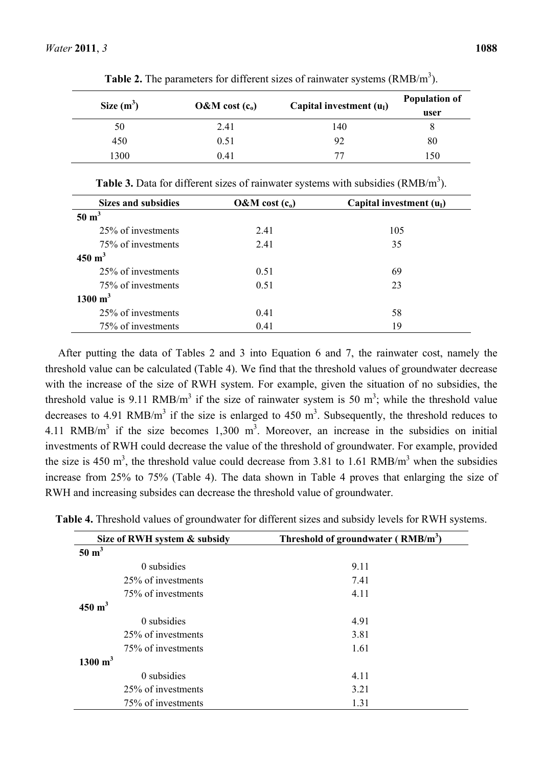**Table 2.** The parameters for different sizes of rainwater systems (RMB/m$^3$).

| Size (m$^3$) | O&M cost ($c_o$) | Capital investment ($u_I$) | Population of user |
|---|---|---|---|
| 50 | 2.41 | 140 | 8 |
| 450 | 0.51 | 92 | 80 |
| 1300 | 0.41 | 77 | 150 |

**Table 3.** Data for different sizes of rainwater systems with subsidies (RMB/m$^3$).

| Sizes and subsidies | O&M cost ($c_o$) | Capital investment ($u_I$) |
|---|---|---|
| **50 m$^3$** | | |
| 25% of investments | 2.41 | 105 |
| 75% of investments | 2.41 | 35 |
| **450 m$^3$** | | |
| 25% of investments | 0.51 | 69 |
| 75% of investments | 0.51 | 23 |
| **1300 m$^3$** | | |
| 25% of investments | 0.41 | 58 |
| 75% of investments | 0.41 | 19 |

After putting the data of Tables 2 and 3 into Equation 6 and 7, the rainwater cost, namely the threshold value can be calculated (Table 4). We find that the threshold values of groundwater decrease with the increase of the size of RWH system. For example, given the situation of no subsidies, the threshold value is 9.11 RMB/m$^3$ if the size of rainwater system is 50 m$^3$; while the threshold value decreases to 4.91 RMB/m$^3$ if the size is enlarged to 450 m$^3$. Subsequently, the threshold reduces to 4.11 RMB/m$^3$ if the size becomes 1,300 m$^3$. Moreover, an increase in the subsidies on initial investments of RWH could decrease the value of the threshold of groundwater. For example, provided the size is 450 m$^3$, the threshold value could decrease from 3.81 to 1.61 RMB/m$^3$ when the subsidies increase from 25% to 75% (Table 4). The data shown in Table 4 proves that enlarging the size of RWH and increasing subsides can decrease the threshold value of groundwater.

**Table 4.** Threshold values of groundwater for different sizes and subsidy levels for RWH systems.

| Size of RWH system & subsidy | Threshold of groundwater ( RMB/m$^3$) |
|---|---|
| **50 m$^3$** | |
| 0 subsidies | 9.11 |
| 25% of investments | 7.41 |
| 75% of investments | 4.11 |
| **450 m$^3$** | |
| 0 subsidies | 4.91 |
| 25% of investments | 3.81 |
| 75% of investments | 1.61 |
| **1300 m$^3$** | |
| 0 subsidies | 4.11 |
| 25% of investments | 3.21 |
| 75% of investments | 1.31 |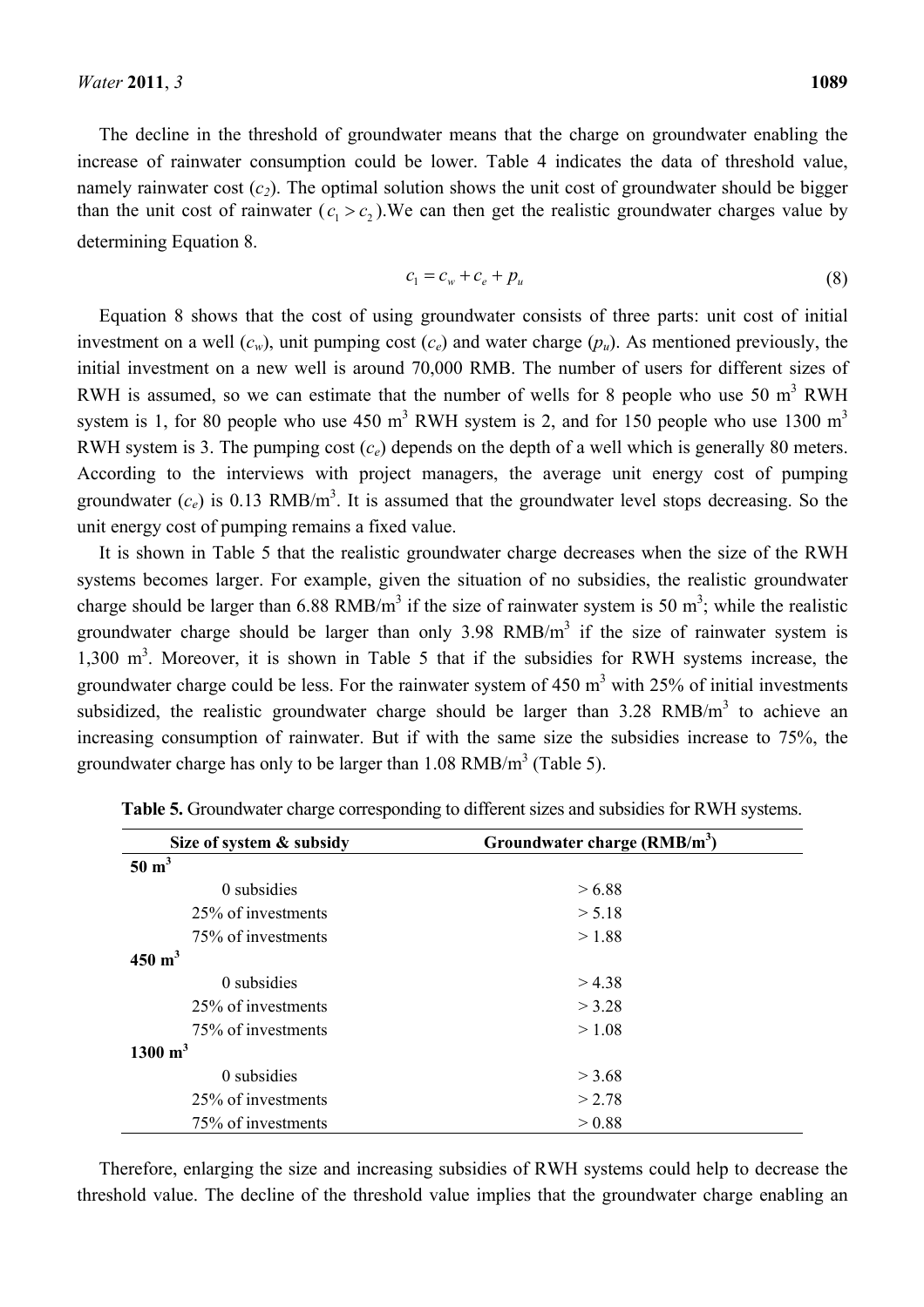The decline in the threshold of groundwater means that the charge on groundwater enabling the increase of rainwater consumption could be lower. Table 4 indicates the data of threshold value, namely rainwater cost ($c_2$). The optimal solution shows the unit cost of groundwater should be bigger than the unit cost of rainwater ($c_1 > c_2$).We can then get the realistic groundwater charges value by determining Equation 8.

$$c_1 = c_w + c_e + p_u \tag{8}$$

Equation 8 shows that the cost of using groundwater consists of three parts: unit cost of initial investment on a well ($c_w$), unit pumping cost ($c_e$) and water charge ($p_u$). As mentioned previously, the initial investment on a new well is around 70,000 RMB. The number of users for different sizes of RWH is assumed, so we can estimate that the number of wells for 8 people who use 50 m$^3$ RWH system is 1, for 80 people who use 450 m$^3$ RWH system is 2, and for 150 people who use 1300 m$^3$ RWH system is 3. The pumping cost ($c_e$) depends on the depth of a well which is generally 80 meters. According to the interviews with project managers, the average unit energy cost of pumping groundwater ($c_e$) is 0.13 RMB/m$^3$. It is assumed that the groundwater level stops decreasing. So the unit energy cost of pumping remains a fixed value.

It is shown in Table 5 that the realistic groundwater charge decreases when the size of the RWH systems becomes larger. For example, given the situation of no subsidies, the realistic groundwater charge should be larger than 6.88 RMB/m$^3$ if the size of rainwater system is 50 m$^3$; while the realistic groundwater charge should be larger than only 3.98 RMB/m$^3$ if the size of rainwater system is 1,300 m$^3$. Moreover, it is shown in Table 5 that if the subsidies for RWH systems increase, the groundwater charge could be less. For the rainwater system of 450 m$^3$ with 25% of initial investments subsidized, the realistic groundwater charge should be larger than 3.28 RMB/m$^3$ to achieve an increasing consumption of rainwater. But if with the same size the subsidies increase to 75%, the groundwater charge has only to be larger than 1.08 RMB/m$^3$ (Table 5).

**Table 5.** Groundwater charge corresponding to different sizes and subsidies for RWH systems.

| Size of system & subsidy | Groundwater charge (RMB/m$^3$) |
|---|---|
| **50 m$^3$** | |
| 0 subsidies | > 6.88 |
| 25% of investments | > 5.18 |
| 75% of investments | > 1.88 |
| **450 m$^3$** | |
| 0 subsidies | > 4.38 |
| 25% of investments | > 3.28 |
| 75% of investments | > 1.08 |
| **1300 m$^3$** | |
| 0 subsidies | > 3.68 |
| 25% of investments | > 2.78 |
| 75% of investments | > 0.88 |

Therefore, enlarging the size and increasing subsidies of RWH systems could help to decrease the threshold value. The decline of the threshold value implies that the groundwater charge enabling an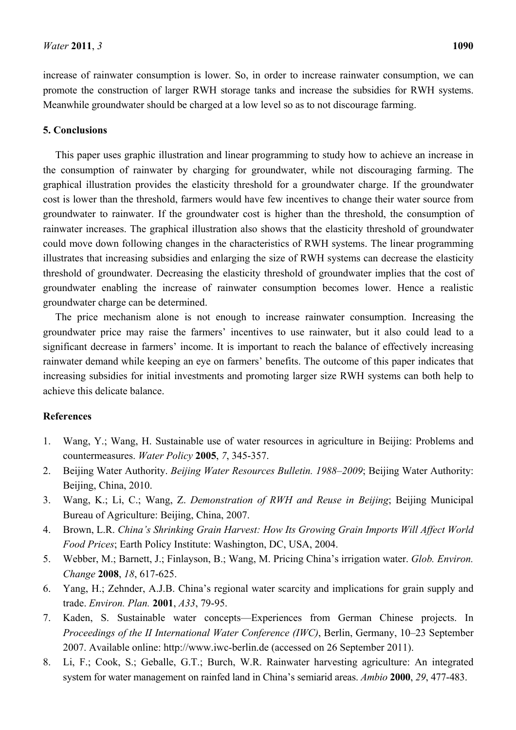increase of rainwater consumption is lower. So, in order to increase rainwater consumption, we can promote the construction of larger RWH storage tanks and increase the subsidies for RWH systems. Meanwhile groundwater should be charged at a low level so as to not discourage farming.

## 5. Conclusions

This paper uses graphic illustration and linear programming to study how to achieve an increase in the consumption of rainwater by charging for groundwater, while not discouraging farming. The graphical illustration provides the elasticity threshold for a groundwater charge. If the groundwater cost is lower than the threshold, farmers would have few incentives to change their water source from groundwater to rainwater. If the groundwater cost is higher than the threshold, the consumption of rainwater increases. The graphical illustration also shows that the elasticity threshold of groundwater could move down following changes in the characteristics of RWH systems. The linear programming illustrates that increasing subsidies and enlarging the size of RWH systems can decrease the elasticity threshold of groundwater. Decreasing the elasticity threshold of groundwater implies that the cost of groundwater enabling the increase of rainwater consumption becomes lower. Hence a realistic groundwater charge can be determined.

The price mechanism alone is not enough to increase rainwater consumption. Increasing the groundwater price may raise the farmers' incentives to use rainwater, but it also could lead to a significant decrease in farmers' income. It is important to reach the balance of effectively increasing rainwater demand while keeping an eye on farmers' benefits. The outcome of this paper indicates that increasing subsidies for initial investments and promoting larger size RWH systems can both help to achieve this delicate balance.

## References

1. Wang, Y.; Wang, H. Sustainable use of water resources in agriculture in Beijing: Problems and countermeasures. *Water Policy* **2005**, *7*, 345-357.
2. Beijing Water Authority. *Beijing Water Resources Bulletin. 1988–2009*; Beijing Water Authority: Beijing, China, 2010.
3. Wang, K.; Li, C.; Wang, Z. *Demonstration of RWH and Reuse in Beijing*; Beijing Municipal Bureau of Agriculture: Beijing, China, 2007.
4. Brown, L.R. *China's Shrinking Grain Harvest: How Its Growing Grain Imports Will Affect World Food Prices*; Earth Policy Institute: Washington, DC, USA, 2004.
5. Webber, M.; Barnett, J.; Finlayson, B.; Wang, M. Pricing China's irrigation water. *Glob. Environ. Change* **2008**, *18*, 617-625.
6. Yang, H.; Zehnder, A.J.B. China's regional water scarcity and implications for grain supply and trade. *Environ. Plan.* **2001**, *A33*, 79-95.
7. Kaden, S. Sustainable water concepts—Experiences from German Chinese projects. In *Proceedings of the II International Water Conference (IWC)*, Berlin, Germany, 10–23 September 2007. Available online: http://www.iwc-berlin.de (accessed on 26 September 2011).
8. Li, F.; Cook, S.; Geballe, G.T.; Burch, W.R. Rainwater harvesting agriculture: An integrated system for water management on rainfed land in China's semiarid areas. *Ambio* **2000**, *29*, 477-483.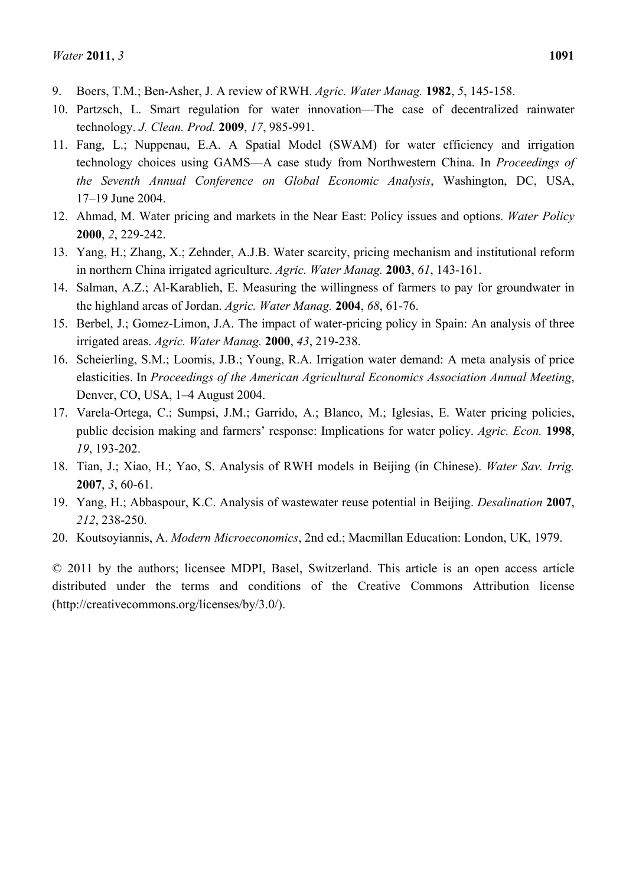9. Boers, T.M.; Ben-Asher, J. A review of RWH. *Agric. Water Manag.* **1982**, *5*, 145-158.
10. Partzsch, L. Smart regulation for water innovation—The case of decentralized rainwater technology. *J. Clean. Prod.* **2009**, *17*, 985-991.
11. Fang, L.; Nuppenau, E.A. A Spatial Model (SWAM) for water efficiency and irrigation technology choices using GAMS—A case study from Northwestern China. In *Proceedings of the Seventh Annual Conference on Global Economic Analysis*, Washington, DC, USA, 17–19 June 2004.
12. Ahmad, M. Water pricing and markets in the Near East: Policy issues and options. *Water Policy* **2000**, *2*, 229-242.
13. Yang, H.; Zhang, X.; Zehnder, A.J.B. Water scarcity, pricing mechanism and institutional reform in northern China irrigated agriculture. *Agric. Water Manag.* **2003**, *61*, 143-161.
14. Salman, A.Z.; Al-Karablieh, E. Measuring the willingness of farmers to pay for groundwater in the highland areas of Jordan. *Agric. Water Manag.* **2004**, *68*, 61-76.
15. Berbel, J.; Gomez-Limon, J.A. The impact of water-pricing policy in Spain: An analysis of three irrigated areas. *Agric. Water Manag.* **2000**, *43*, 219-238.
16. Scheierling, S.M.; Loomis, J.B.; Young, R.A. Irrigation water demand: A meta analysis of price elasticities. In *Proceedings of the American Agricultural Economics Association Annual Meeting*, Denver, CO, USA, 1–4 August 2004.
17. Varela-Ortega, C.; Sumpsi, J.M.; Garrido, A.; Blanco, M.; Iglesias, E. Water pricing policies, public decision making and farmers' response: Implications for water policy. *Agric. Econ.* **1998**, *19*, 193-202.
18. Tian, J.; Xiao, H.; Yao, S. Analysis of RWH models in Beijing (in Chinese). *Water Sav. Irrig.* **2007**, *3*, 60-61.
19. Yang, H.; Abbaspour, K.C. Analysis of wastewater reuse potential in Beijing. *Desalination* **2007**, *212*, 238-250.
20. Koutsoyiannis, A. *Modern Microeconomics*, 2nd ed.; Macmillan Education: London, UK, 1979.

© 2011 by the authors; licensee MDPI, Basel, Switzerland. This article is an open access article distributed under the terms and conditions of the Creative Commons Attribution license (http://creativecommons.org/licenses/by/3.0/).